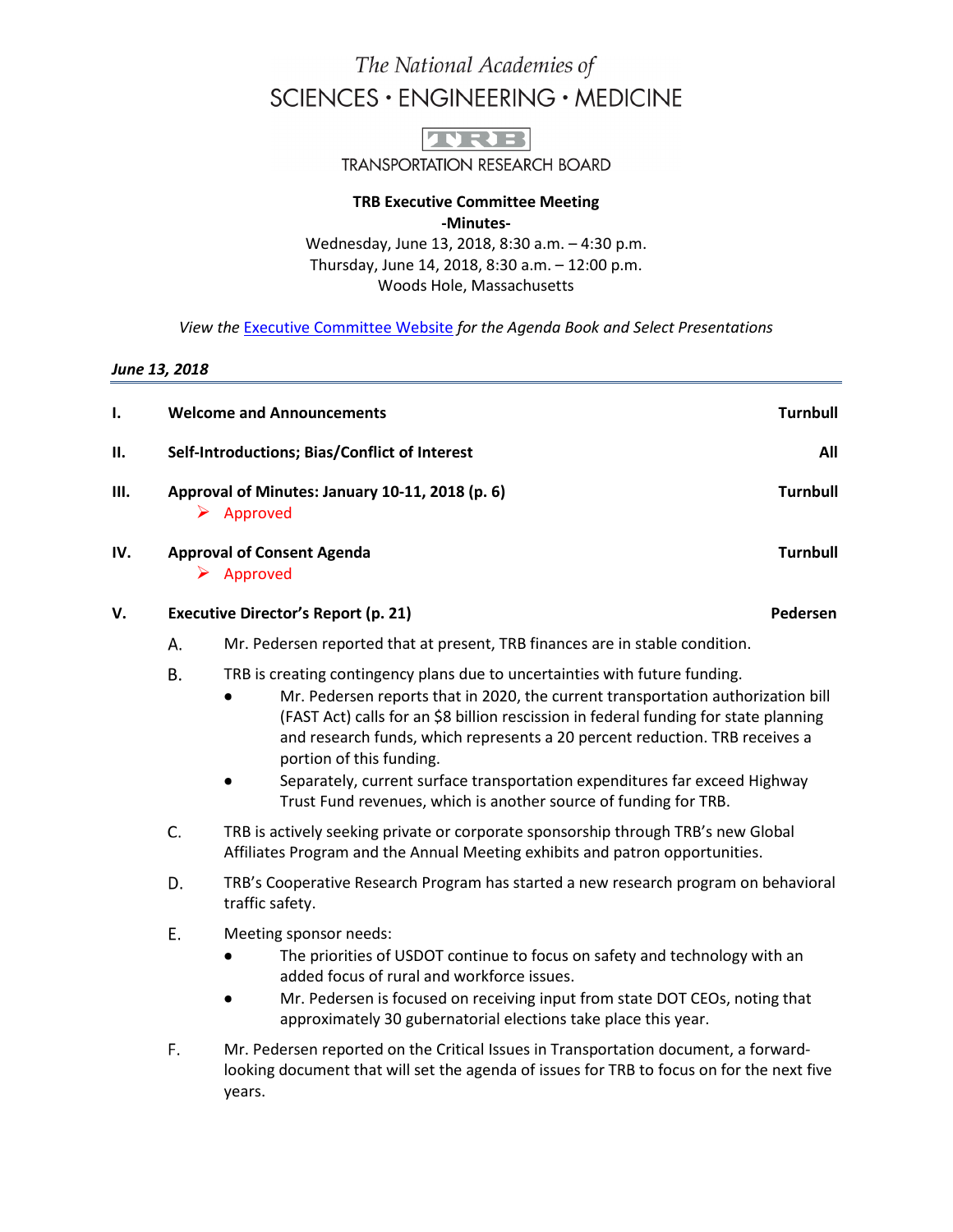The National Academies of SCIENCES · ENGINEERING · MEDICINE

TRANSPORTATION RESEARCH BOARD

**TRB Executive Committee Meeting**
**-Minutes-**
Wednesday, June 13, 2018, 8:30 a.m. – 4:30 p.m.
Thursday, June 14, 2018, 8:30 a.m. – 12:00 p.m.
Woods Hole, Massachusetts

*View the* Executive Committee Website *for the Agenda Book and Select Presentations*

***June 13, 2018***

**I. Welcome and Announcements** — **Turnbull**

**II. Self-Introductions; Bias/Conflict of Interest** — **All**

**III. Approval of Minutes: January 10-11, 2018 (p. 6)** — **Turnbull**

- ➢ Approved

**IV. Approval of Consent Agenda** — **Turnbull**

- ➢ Approved

**V. Executive Director's Report (p. 21)** — **Pedersen**

A. Mr. Pedersen reported that at present, TRB finances are in stable condition.

B. TRB is creating contingency plans due to uncertainties with future funding.
   - Mr. Pedersen reports that in 2020, the current transportation authorization bill (FAST Act) calls for an $8 billion rescission in federal funding for state planning and research funds, which represents a 20 percent reduction. TRB receives a portion of this funding.
   - Separately, current surface transportation expenditures far exceed Highway Trust Fund revenues, which is another source of funding for TRB.

C. TRB is actively seeking private or corporate sponsorship through TRB's new Global Affiliates Program and the Annual Meeting exhibits and patron opportunities.

D. TRB's Cooperative Research Program has started a new research program on behavioral traffic safety.

E. Meeting sponsor needs:
   - The priorities of USDOT continue to focus on safety and technology with an added focus of rural and workforce issues.
   - Mr. Pedersen is focused on receiving input from state DOT CEOs, noting that approximately 30 gubernatorial elections take place this year.

F. Mr. Pedersen reported on the Critical Issues in Transportation document, a forward-looking document that will set the agenda of issues for TRB to focus on for the next five years.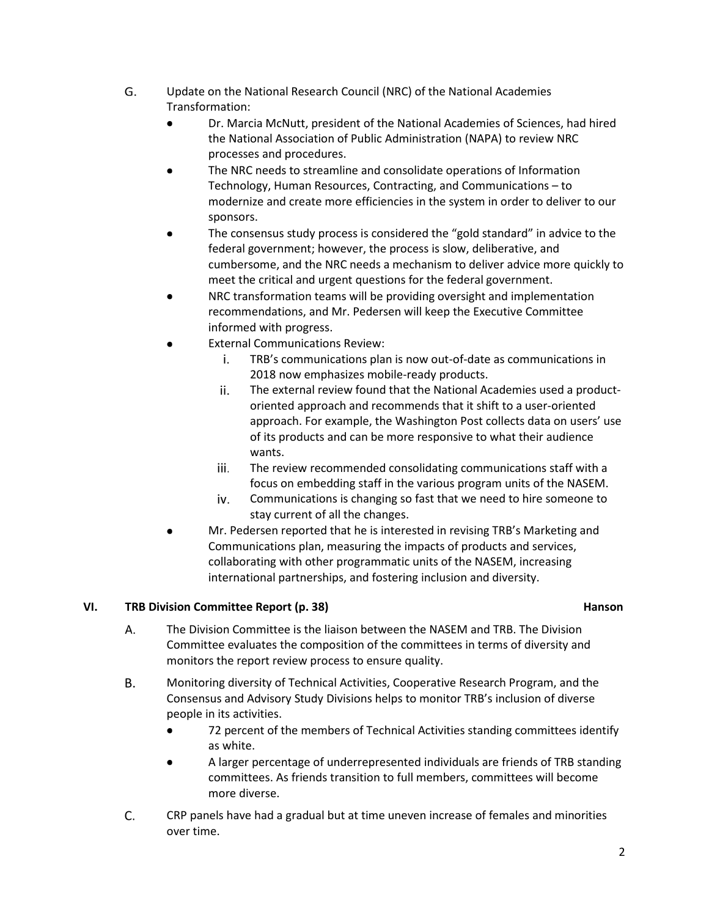G. Update on the National Research Council (NRC) of the National Academies Transformation:

- Dr. Marcia McNutt, president of the National Academies of Sciences, had hired the National Association of Public Administration (NAPA) to review NRC processes and procedures.
- The NRC needs to streamline and consolidate operations of Information Technology, Human Resources, Contracting, and Communications – to modernize and create more efficiencies in the system in order to deliver to our sponsors.
- The consensus study process is considered the "gold standard" in advice to the federal government; however, the process is slow, deliberative, and cumbersome, and the NRC needs a mechanism to deliver advice more quickly to meet the critical and urgent questions for the federal government.
- NRC transformation teams will be providing oversight and implementation recommendations, and Mr. Pedersen will keep the Executive Committee informed with progress.
- External Communications Review:
    1. TRB's communications plan is now out-of-date as communications in 2018 now emphasizes mobile-ready products.
    2. The external review found that the National Academies used a product-oriented approach and recommends that it shift to a user-oriented approach. For example, the Washington Post collects data on users' use of its products and can be more responsive to what their audience wants.
    3. The review recommended consolidating communications staff with a focus on embedding staff in the various program units of the NASEM.
    4. Communications is changing so fast that we need to hire someone to stay current of all the changes.
- Mr. Pedersen reported that he is interested in revising TRB's Marketing and Communications plan, measuring the impacts of products and services, collaborating with other programmatic units of the NASEM, increasing international partnerships, and fostering inclusion and diversity.

## VI. TRB Division Committee Report (p. 38) — Hanson

A. The Division Committee is the liaison between the NASEM and TRB. The Division Committee evaluates the composition of the committees in terms of diversity and monitors the report review process to ensure quality.

B. Monitoring diversity of Technical Activities, Cooperative Research Program, and the Consensus and Advisory Study Divisions helps to monitor TRB's inclusion of diverse people in its activities.

- 72 percent of the members of Technical Activities standing committees identify as white.
- A larger percentage of underrepresented individuals are friends of TRB standing committees. As friends transition to full members, committees will become more diverse.

C. CRP panels have had a gradual but at time uneven increase of females and minorities over time.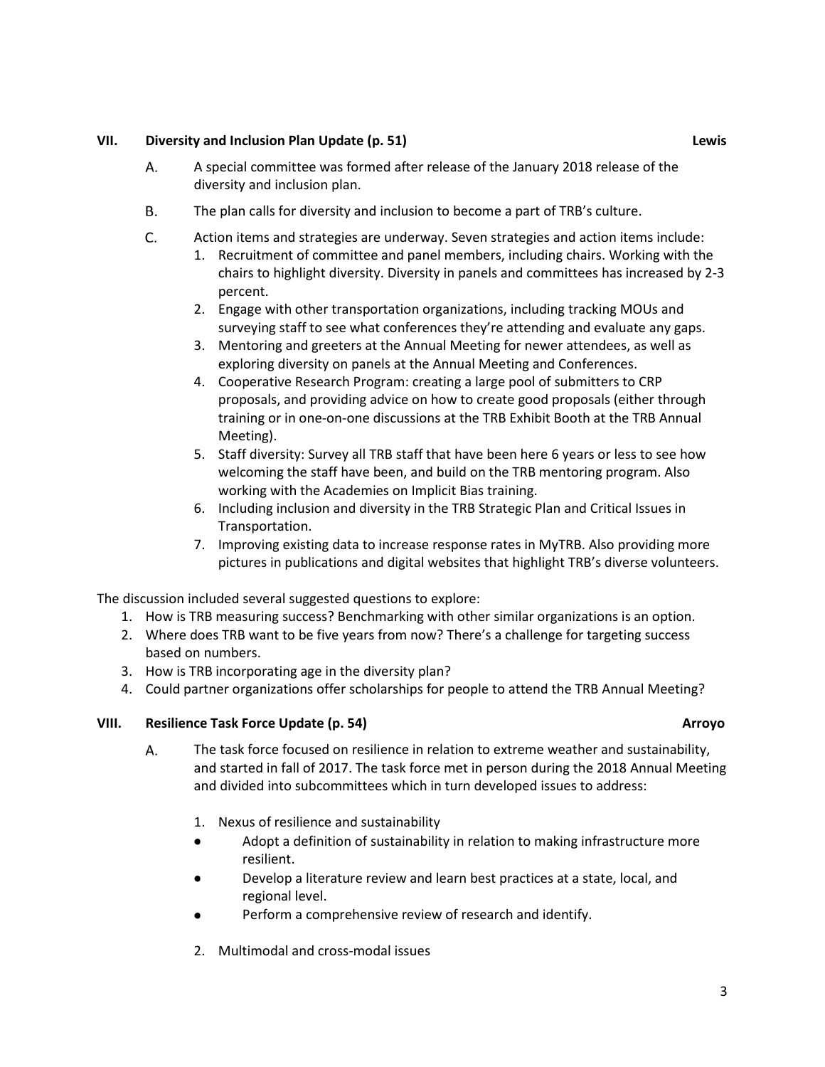## VII. Diversity and Inclusion Plan Update (p. 51) **Lewis**

A. A special committee was formed after release of the January 2018 release of the diversity and inclusion plan.

B. The plan calls for diversity and inclusion to become a part of TRB's culture.

C. Action items and strategies are underway. Seven strategies and action items include:

1. Recruitment of committee and panel members, including chairs. Working with the chairs to highlight diversity. Diversity in panels and committees has increased by 2-3 percent.
2. Engage with other transportation organizations, including tracking MOUs and surveying staff to see what conferences they're attending and evaluate any gaps.
3. Mentoring and greeters at the Annual Meeting for newer attendees, as well as exploring diversity on panels at the Annual Meeting and Conferences.
4. Cooperative Research Program: creating a large pool of submitters to CRP proposals, and providing advice on how to create good proposals (either through training or in one-on-one discussions at the TRB Exhibit Booth at the TRB Annual Meeting).
5. Staff diversity: Survey all TRB staff that have been here 6 years or less to see how welcoming the staff have been, and build on the TRB mentoring program. Also working with the Academies on Implicit Bias training.
6. Including inclusion and diversity in the TRB Strategic Plan and Critical Issues in Transportation.
7. Improving existing data to increase response rates in MyTRB. Also providing more pictures in publications and digital websites that highlight TRB's diverse volunteers.

The discussion included several suggested questions to explore:

1. How is TRB measuring success? Benchmarking with other similar organizations is an option.
2. Where does TRB want to be five years from now? There's a challenge for targeting success based on numbers.
3. How is TRB incorporating age in the diversity plan?
4. Could partner organizations offer scholarships for people to attend the TRB Annual Meeting?

## VIII. Resilience Task Force Update (p. 54) **Arroyo**

A. The task force focused on resilience in relation to extreme weather and sustainability, and started in fall of 2017. The task force met in person during the 2018 Annual Meeting and divided into subcommittees which in turn developed issues to address:

1. Nexus of resilience and sustainability
   - Adopt a definition of sustainability in relation to making infrastructure more resilient.
   - Develop a literature review and learn best practices at a state, local, and regional level.
   - Perform a comprehensive review of research and identify.
2. Multimodal and cross-modal issues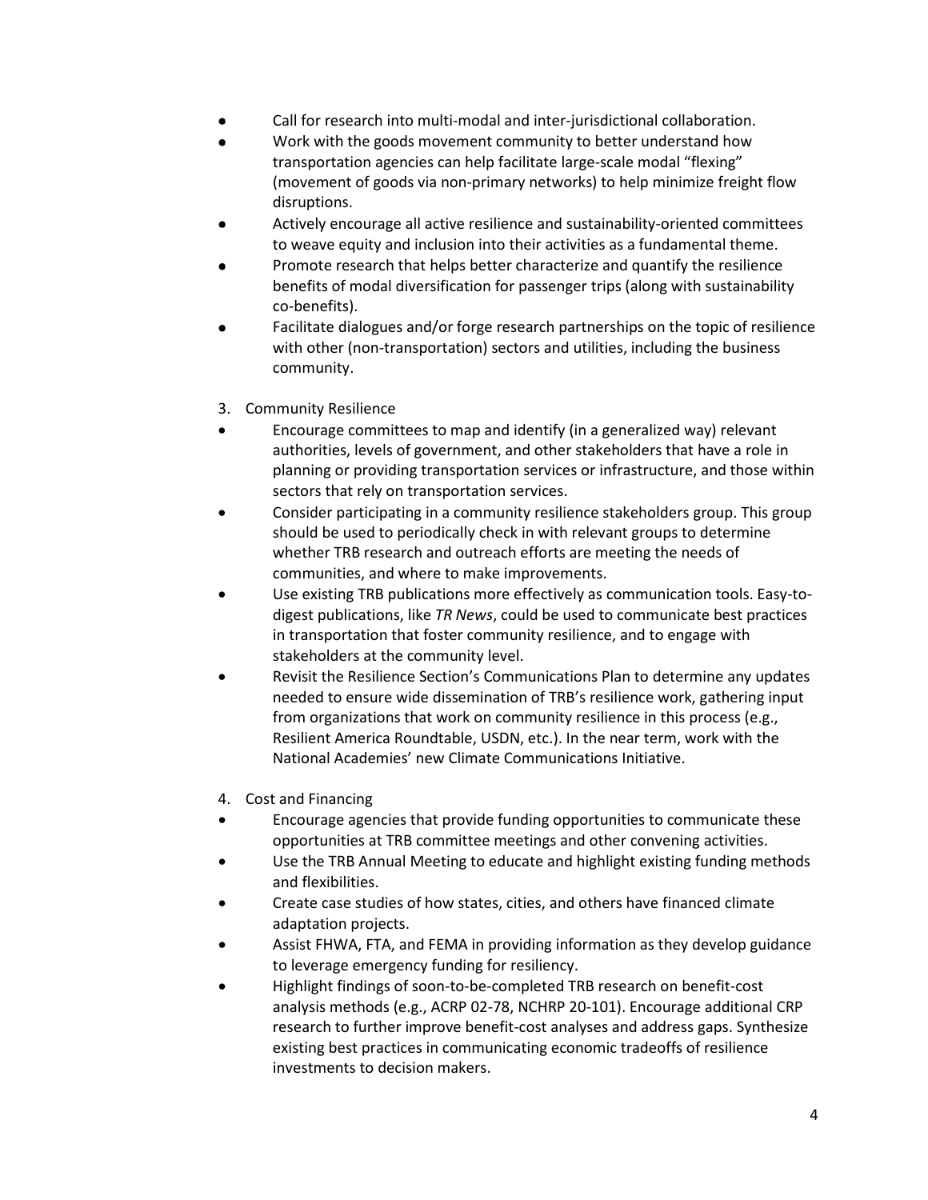- Call for research into multi-modal and inter-jurisdictional collaboration.
- Work with the goods movement community to better understand how transportation agencies can help facilitate large-scale modal "flexing" (movement of goods via non-primary networks) to help minimize freight flow disruptions.
- Actively encourage all active resilience and sustainability-oriented committees to weave equity and inclusion into their activities as a fundamental theme.
- Promote research that helps better characterize and quantify the resilience benefits of modal diversification for passenger trips (along with sustainability co-benefits).
- Facilitate dialogues and/or forge research partnerships on the topic of resilience with other (non-transportation) sectors and utilities, including the business community.

3. Community Resilience

- Encourage committees to map and identify (in a generalized way) relevant authorities, levels of government, and other stakeholders that have a role in planning or providing transportation services or infrastructure, and those within sectors that rely on transportation services.
- Consider participating in a community resilience stakeholders group. This group should be used to periodically check in with relevant groups to determine whether TRB research and outreach efforts are meeting the needs of communities, and where to make improvements.
- Use existing TRB publications more effectively as communication tools. Easy-to-digest publications, like *TR News*, could be used to communicate best practices in transportation that foster community resilience, and to engage with stakeholders at the community level.
- Revisit the Resilience Section's Communications Plan to determine any updates needed to ensure wide dissemination of TRB's resilience work, gathering input from organizations that work on community resilience in this process (e.g., Resilient America Roundtable, USDN, etc.). In the near term, work with the National Academies' new Climate Communications Initiative.

4. Cost and Financing

- Encourage agencies that provide funding opportunities to communicate these opportunities at TRB committee meetings and other convening activities.
- Use the TRB Annual Meeting to educate and highlight existing funding methods and flexibilities.
- Create case studies of how states, cities, and others have financed climate adaptation projects.
- Assist FHWA, FTA, and FEMA in providing information as they develop guidance to leverage emergency funding for resiliency.
- Highlight findings of soon-to-be-completed TRB research on benefit-cost analysis methods (e.g., ACRP 02-78, NCHRP 20-101). Encourage additional CRP research to further improve benefit-cost analyses and address gaps. Synthesize existing best practices in communicating economic tradeoffs of resilience investments to decision makers.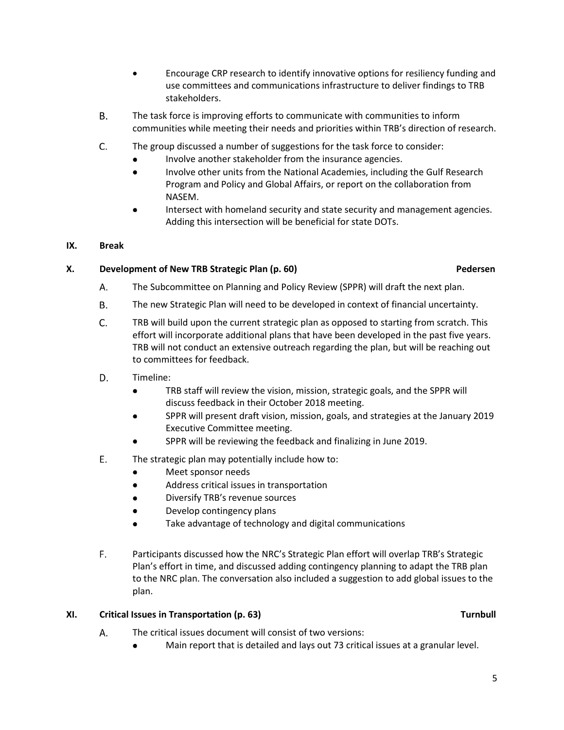- Encourage CRP research to identify innovative options for resiliency funding and use committees and communications infrastructure to deliver findings to TRB stakeholders.

B. The task force is improving efforts to communicate with communities to inform communities while meeting their needs and priorities within TRB's direction of research.

C. The group discussed a number of suggestions for the task force to consider:
   - Involve another stakeholder from the insurance agencies.
   - Involve other units from the National Academies, including the Gulf Research Program and Policy and Global Affairs, or report on the collaboration from NASEM.
   - Intersect with homeland security and state security and management agencies. Adding this intersection will be beneficial for state DOTs.

## IX. Break

## X. Development of New TRB Strategic Plan (p. 60) — Pedersen

A. The Subcommittee on Planning and Policy Review (SPPR) will draft the next plan.

B. The new Strategic Plan will need to be developed in context of financial uncertainty.

C. TRB will build upon the current strategic plan as opposed to starting from scratch. This effort will incorporate additional plans that have been developed in the past five years. TRB will not conduct an extensive outreach regarding the plan, but will be reaching out to committees for feedback.

D. Timeline:
   - TRB staff will review the vision, mission, strategic goals, and the SPPR will discuss feedback in their October 2018 meeting.
   - SPPR will present draft vision, mission, goals, and strategies at the January 2019 Executive Committee meeting.
   - SPPR will be reviewing the feedback and finalizing in June 2019.

E. The strategic plan may potentially include how to:
   - Meet sponsor needs
   - Address critical issues in transportation
   - Diversify TRB's revenue sources
   - Develop contingency plans
   - Take advantage of technology and digital communications

F. Participants discussed how the NRC's Strategic Plan effort will overlap TRB's Strategic Plan's effort in time, and discussed adding contingency planning to adapt the TRB plan to the NRC plan. The conversation also included a suggestion to add global issues to the plan.

## XI. Critical Issues in Transportation (p. 63) — Turnbull

A. The critical issues document will consist of two versions:
   - Main report that is detailed and lays out 73 critical issues at a granular level.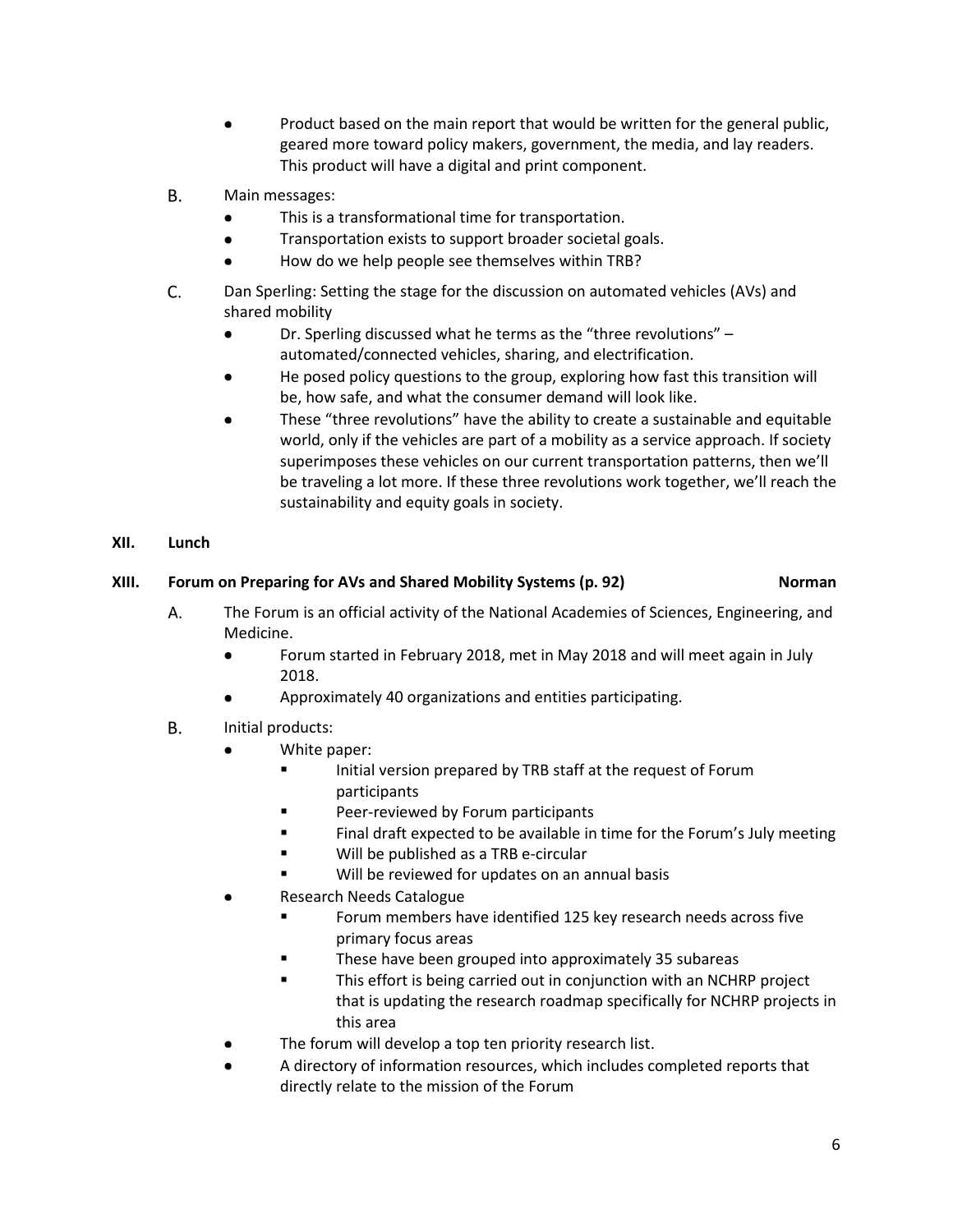- Product based on the main report that would be written for the general public, geared more toward policy makers, government, the media, and lay readers. This product will have a digital and print component.

B. Main messages:
   - This is a transformational time for transportation.
   - Transportation exists to support broader societal goals.
   - How do we help people see themselves within TRB?

C. Dan Sperling: Setting the stage for the discussion on automated vehicles (AVs) and shared mobility
   - Dr. Sperling discussed what he terms as the "three revolutions" – automated/connected vehicles, sharing, and electrification.
   - He posed policy questions to the group, exploring how fast this transition will be, how safe, and what the consumer demand will look like.
   - These "three revolutions" have the ability to create a sustainable and equitable world, only if the vehicles are part of a mobility as a service approach. If society superimposes these vehicles on our current transportation patterns, then we'll be traveling a lot more. If these three revolutions work together, we'll reach the sustainability and equity goals in society.

## XII. Lunch

## XIII. Forum on Preparing for AVs and Shared Mobility Systems (p. 92) Norman

A. The Forum is an official activity of the National Academies of Sciences, Engineering, and Medicine.
   - Forum started in February 2018, met in May 2018 and will meet again in July 2018.
   - Approximately 40 organizations and entities participating.

B. Initial products:
   - White paper:
     - Initial version prepared by TRB staff at the request of Forum participants
     - Peer-reviewed by Forum participants
     - Final draft expected to be available in time for the Forum's July meeting
     - Will be published as a TRB e-circular
     - Will be reviewed for updates on an annual basis
   - Research Needs Catalogue
     - Forum members have identified 125 key research needs across five primary focus areas
     - These have been grouped into approximately 35 subareas
     - This effort is being carried out in conjunction with an NCHRP project that is updating the research roadmap specifically for NCHRP projects in this area
   - The forum will develop a top ten priority research list.
   - A directory of information resources, which includes completed reports that directly relate to the mission of the Forum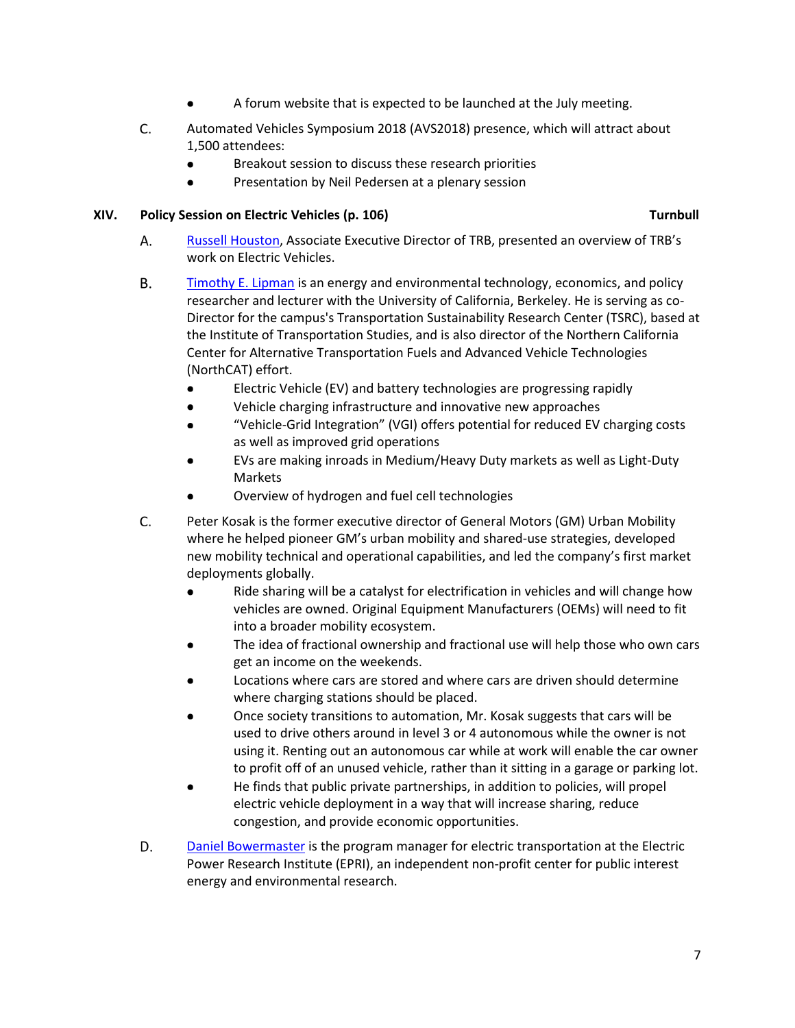- A forum website that is expected to be launched at the July meeting.

C. Automated Vehicles Symposium 2018 (AVS2018) presence, which will attract about 1,500 attendees:
   - Breakout session to discuss these research priorities
   - Presentation by Neil Pedersen at a plenary session

## XIV. Policy Session on Electric Vehicles (p. 106) — Turnbull

A. Russell Houston, Associate Executive Director of TRB, presented an overview of TRB's work on Electric Vehicles.

B. Timothy E. Lipman is an energy and environmental technology, economics, and policy researcher and lecturer with the University of California, Berkeley. He is serving as co-Director for the campus's Transportation Sustainability Research Center (TSRC), based at the Institute of Transportation Studies, and is also director of the Northern California Center for Alternative Transportation Fuels and Advanced Vehicle Technologies (NorthCAT) effort.
   - Electric Vehicle (EV) and battery technologies are progressing rapidly
   - Vehicle charging infrastructure and innovative new approaches
   - "Vehicle-Grid Integration" (VGI) offers potential for reduced EV charging costs as well as improved grid operations
   - EVs are making inroads in Medium/Heavy Duty markets as well as Light-Duty Markets
   - Overview of hydrogen and fuel cell technologies

C. Peter Kosak is the former executive director of General Motors (GM) Urban Mobility where he helped pioneer GM's urban mobility and shared-use strategies, developed new mobility technical and operational capabilities, and led the company's first market deployments globally.
   - Ride sharing will be a catalyst for electrification in vehicles and will change how vehicles are owned. Original Equipment Manufacturers (OEMs) will need to fit into a broader mobility ecosystem.
   - The idea of fractional ownership and fractional use will help those who own cars get an income on the weekends.
   - Locations where cars are stored and where cars are driven should determine where charging stations should be placed.
   - Once society transitions to automation, Mr. Kosak suggests that cars will be used to drive others around in level 3 or 4 autonomous while the owner is not using it. Renting out an autonomous car while at work will enable the car owner to profit off of an unused vehicle, rather than it sitting in a garage or parking lot.
   - He finds that public private partnerships, in addition to policies, will propel electric vehicle deployment in a way that will increase sharing, reduce congestion, and provide economic opportunities.

D. Daniel Bowermaster is the program manager for electric transportation at the Electric Power Research Institute (EPRI), an independent non-profit center for public interest energy and environmental research.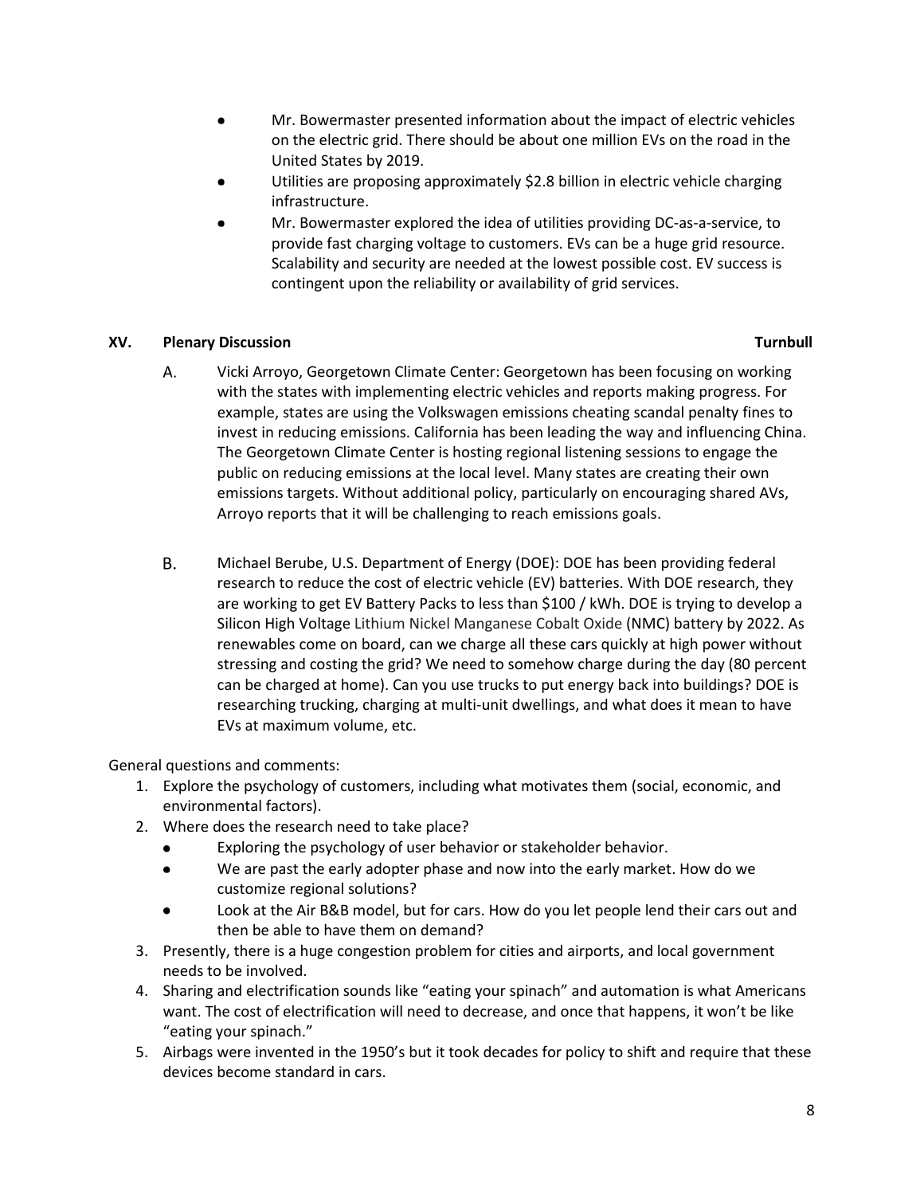- Mr. Bowermaster presented information about the impact of electric vehicles on the electric grid. There should be about one million EVs on the road in the United States by 2019.
- Utilities are proposing approximately $2.8 billion in electric vehicle charging infrastructure.
- Mr. Bowermaster explored the idea of utilities providing DC-as-a-service, to provide fast charging voltage to customers. EVs can be a huge grid resource. Scalability and security are needed at the lowest possible cost. EV success is contingent upon the reliability or availability of grid services.

## XV. Plenary Discussion — Turnbull

A. Vicki Arroyo, Georgetown Climate Center: Georgetown has been focusing on working with the states with implementing electric vehicles and reports making progress. For example, states are using the Volkswagen emissions cheating scandal penalty fines to invest in reducing emissions. California has been leading the way and influencing China. The Georgetown Climate Center is hosting regional listening sessions to engage the public on reducing emissions at the local level. Many states are creating their own emissions targets. Without additional policy, particularly on encouraging shared AVs, Arroyo reports that it will be challenging to reach emissions goals.

B. Michael Berube, U.S. Department of Energy (DOE): DOE has been providing federal research to reduce the cost of electric vehicle (EV) batteries. With DOE research, they are working to get EV Battery Packs to less than $100 / kWh. DOE is trying to develop a Silicon High Voltage Lithium Nickel Manganese Cobalt Oxide (NMC) battery by 2022. As renewables come on board, can we charge all these cars quickly at high power without stressing and costing the grid? We need to somehow charge during the day (80 percent can be charged at home). Can you use trucks to put energy back into buildings? DOE is researching trucking, charging at multi-unit dwellings, and what does it mean to have EVs at maximum volume, etc.

General questions and comments:

1. Explore the psychology of customers, including what motivates them (social, economic, and environmental factors).
2. Where does the research need to take place?
   - Exploring the psychology of user behavior or stakeholder behavior.
   - We are past the early adopter phase and now into the early market. How do we customize regional solutions?
   - Look at the Air B&B model, but for cars. How do you let people lend their cars out and then be able to have them on demand?
3. Presently, there is a huge congestion problem for cities and airports, and local government needs to be involved.
4. Sharing and electrification sounds like "eating your spinach" and automation is what Americans want. The cost of electrification will need to decrease, and once that happens, it won't be like "eating your spinach."
5. Airbags were invented in the 1950's but it took decades for policy to shift and require that these devices become standard in cars.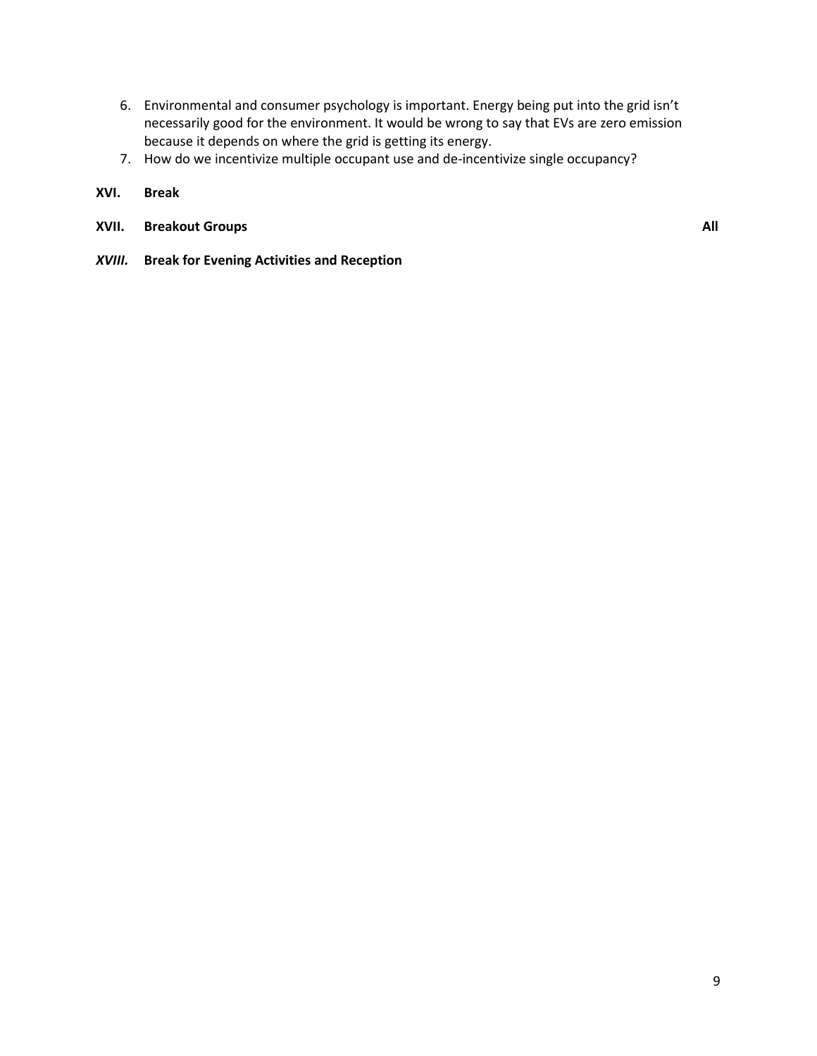6. Environmental and consumer psychology is important. Energy being put into the grid isn't necessarily good for the environment. It would be wrong to say that EVs are zero emission because it depends on where the grid is getting its energy.
7. How do we incentivize multiple occupant use and de-incentivize single occupancy?

**XVI. Break**

**XVII. Breakout Groups** **All**

***XVIII.*** **Break for Evening Activities and Reception**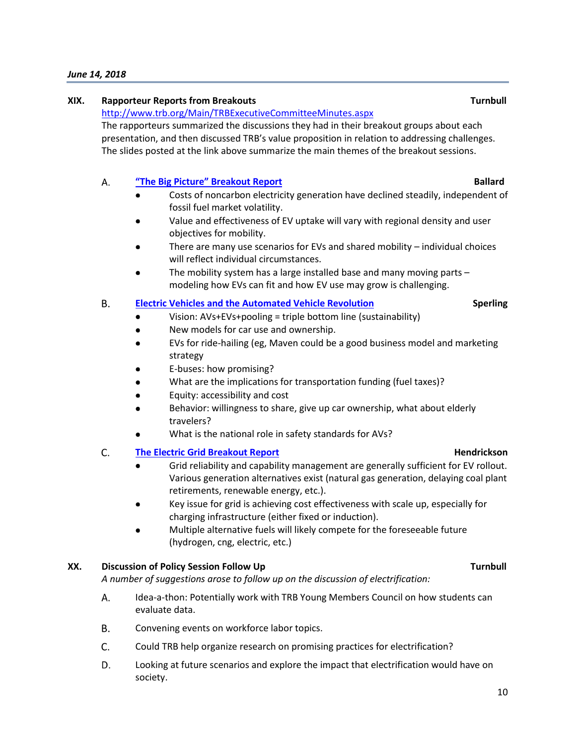*June 14, 2018*

**XIX. Rapporteur Reports from Breakouts** **Turnbull**

http://www.trb.org/Main/TRBExecutiveCommitteeMinutes.aspx

The rapporteurs summarized the discussions they had in their breakout groups about each presentation, and then discussed TRB's value proposition in relation to addressing challenges. The slides posted at the link above summarize the main themes of the breakout sessions.

A. **"The Big Picture" Breakout Report** **Ballard**

- Costs of noncarbon electricity generation have declined steadily, independent of fossil fuel market volatility.
- Value and effectiveness of EV uptake will vary with regional density and user objectives for mobility.
- There are many use scenarios for EVs and shared mobility – individual choices will reflect individual circumstances.
- The mobility system has a large installed base and many moving parts – modeling how EVs can fit and how EV use may grow is challenging.

B. **Electric Vehicles and the Automated Vehicle Revolution** **Sperling**

- Vision: AVs+EVs+pooling = triple bottom line (sustainability)
- New models for car use and ownership.
- EVs for ride-hailing (eg, Maven could be a good business model and marketing strategy
- E-buses: how promising?
- What are the implications for transportation funding (fuel taxes)?
- Equity: accessibility and cost
- Behavior: willingness to share, give up car ownership, what about elderly travelers?
- What is the national role in safety standards for AVs?

C. **The Electric Grid Breakout Report** **Hendrickson**

- Grid reliability and capability management are generally sufficient for EV rollout. Various generation alternatives exist (natural gas generation, delaying coal plant retirements, renewable energy, etc.).
- Key issue for grid is achieving cost effectiveness with scale up, especially for charging infrastructure (either fixed or induction).
- Multiple alternative fuels will likely compete for the foreseeable future (hydrogen, cng, electric, etc.)

**XX. Discussion of Policy Session Follow Up** **Turnbull**

*A number of suggestions arose to follow up on the discussion of electrification:*

A. Idea-a-thon: Potentially work with TRB Young Members Council on how students can evaluate data.

B. Convening events on workforce labor topics.

C. Could TRB help organize research on promising practices for electrification?

D. Looking at future scenarios and explore the impact that electrification would have on society.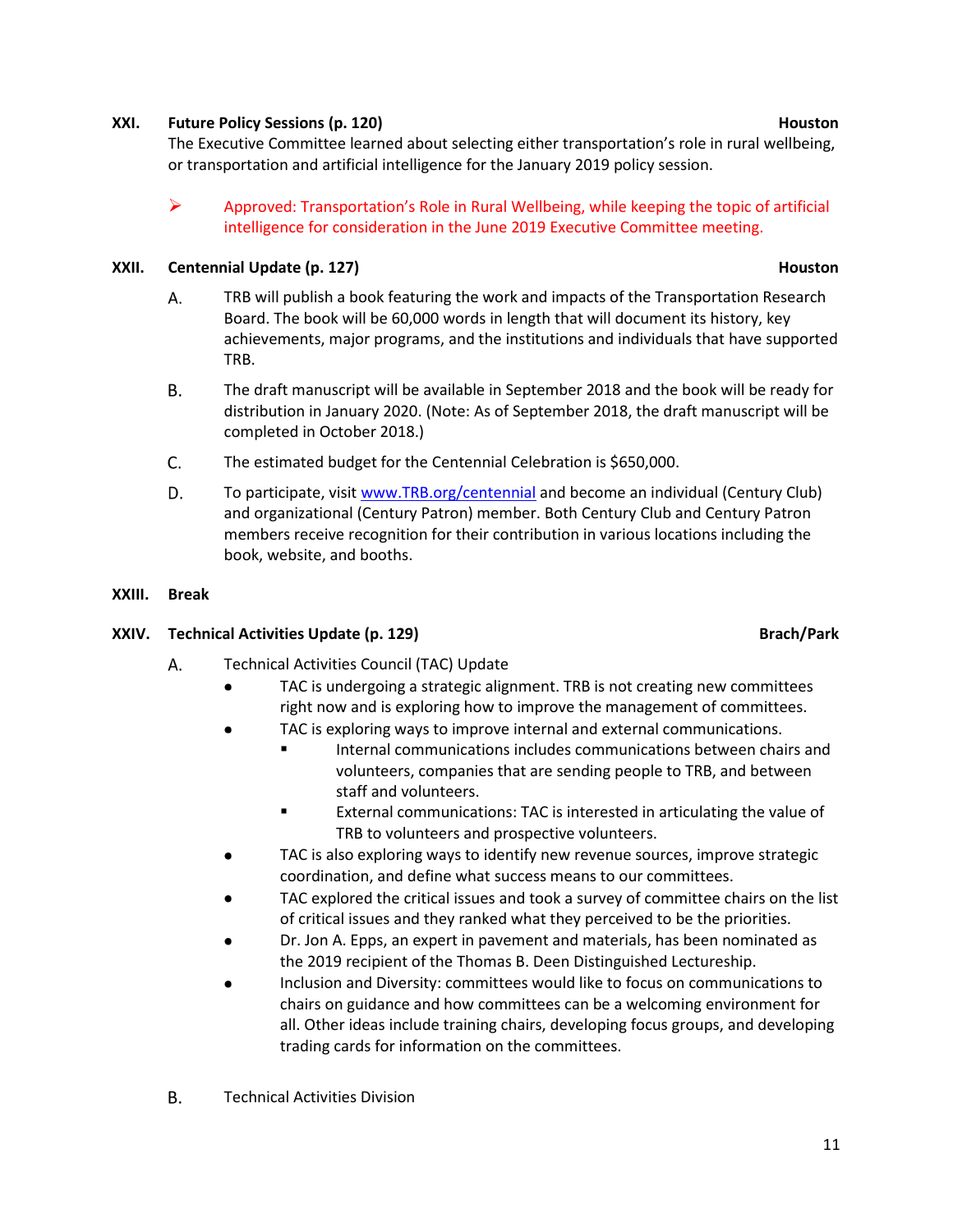**XXI. Future Policy Sessions (p. 120)** **Houston**

The Executive Committee learned about selecting either transportation's role in rural wellbeing, or transportation and artificial intelligence for the January 2019 policy session.

- ➢ Approved: Transportation's Role in Rural Wellbeing, while keeping the topic of artificial intelligence for consideration in the June 2019 Executive Committee meeting.

**XXII. Centennial Update (p. 127)** **Houston**

A. TRB will publish a book featuring the work and impacts of the Transportation Research Board. The book will be 60,000 words in length that will document its history, key achievements, major programs, and the institutions and individuals that have supported TRB.

B. The draft manuscript will be available in September 2018 and the book will be ready for distribution in January 2020. (Note: As of September 2018, the draft manuscript will be completed in October 2018.)

C. The estimated budget for the Centennial Celebration is $650,000.

D. To participate, visit [www.TRB.org/centennial](http://www.TRB.org/centennial) and become an individual (Century Club) and organizational (Century Patron) member. Both Century Club and Century Patron members receive recognition for their contribution in various locations including the book, website, and booths.

**XXIII. Break**

**XXIV. Technical Activities Update (p. 129)** **Brach/Park**

A. Technical Activities Council (TAC) Update

- TAC is undergoing a strategic alignment. TRB is not creating new committees right now and is exploring how to improve the management of committees.
- TAC is exploring ways to improve internal and external communications.
  - Internal communications includes communications between chairs and volunteers, companies that are sending people to TRB, and between staff and volunteers.
  - External communications: TAC is interested in articulating the value of TRB to volunteers and prospective volunteers.
- TAC is also exploring ways to identify new revenue sources, improve strategic coordination, and define what success means to our committees.
- TAC explored the critical issues and took a survey of committee chairs on the list of critical issues and they ranked what they perceived to be the priorities.
- Dr. Jon A. Epps, an expert in pavement and materials, has been nominated as the 2019 recipient of the Thomas B. Deen Distinguished Lectureship.
- Inclusion and Diversity: committees would like to focus on communications to chairs on guidance and how committees can be a welcoming environment for all. Other ideas include training chairs, developing focus groups, and developing trading cards for information on the committees.

B. Technical Activities Division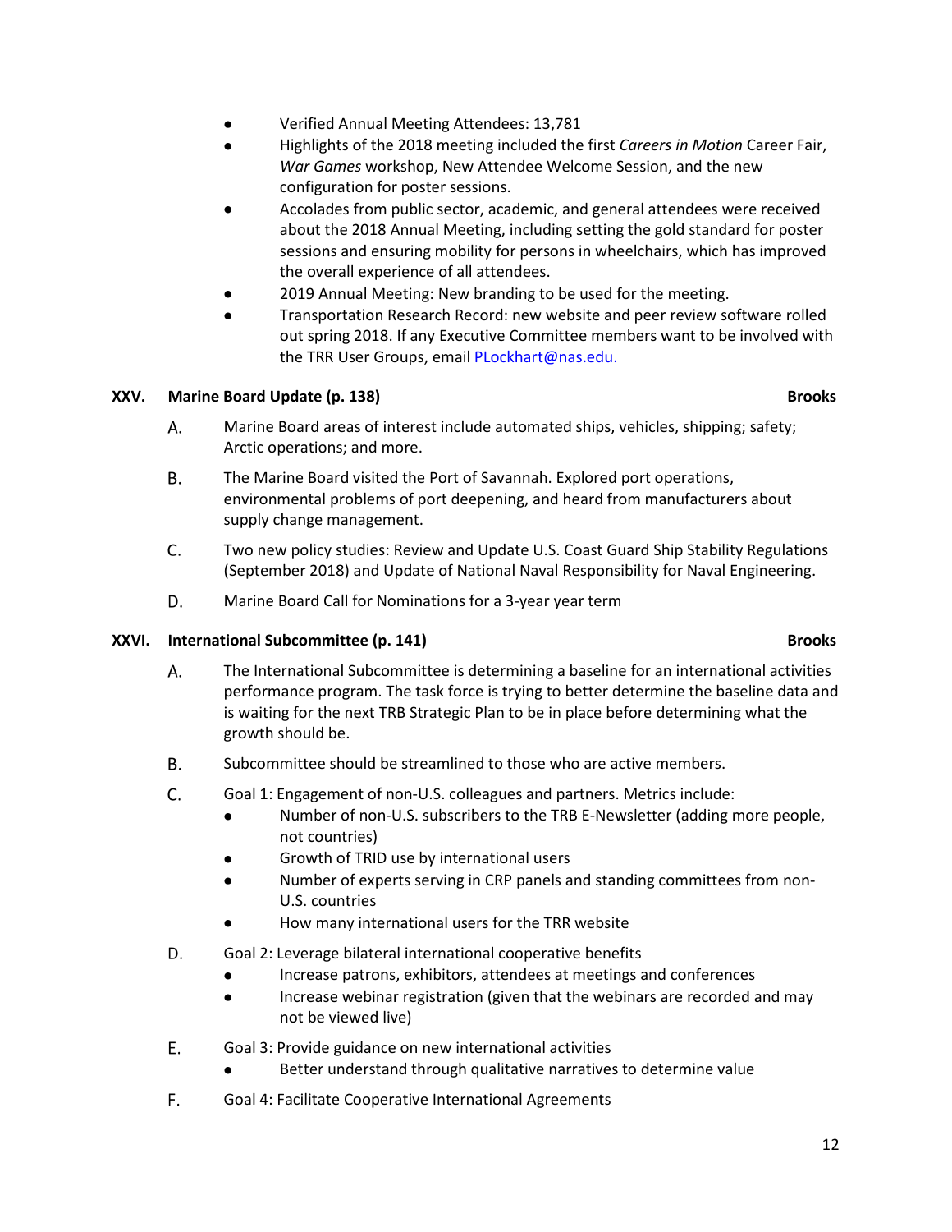- Verified Annual Meeting Attendees: 13,781
- Highlights of the 2018 meeting included the first *Careers in Motion* Career Fair, *War Games* workshop, New Attendee Welcome Session, and the new configuration for poster sessions.
- Accolades from public sector, academic, and general attendees were received about the 2018 Annual Meeting, including setting the gold standard for poster sessions and ensuring mobility for persons in wheelchairs, which has improved the overall experience of all attendees.
- 2019 Annual Meeting: New branding to be used for the meeting.
- Transportation Research Record: new website and peer review software rolled out spring 2018. If any Executive Committee members want to be involved with the TRR User Groups, email [PLockhart@nas.edu.](mailto:PLockhart@nas.edu)

### XXV. Marine Board Update (p. 138) — Brooks

A. Marine Board areas of interest include automated ships, vehicles, shipping; safety; Arctic operations; and more.

B. The Marine Board visited the Port of Savannah. Explored port operations, environmental problems of port deepening, and heard from manufacturers about supply change management.

C. Two new policy studies: Review and Update U.S. Coast Guard Ship Stability Regulations (September 2018) and Update of National Naval Responsibility for Naval Engineering.

D. Marine Board Call for Nominations for a 3-year year term

### XXVI. International Subcommittee (p. 141) — Brooks

A. The International Subcommittee is determining a baseline for an international activities performance program. The task force is trying to better determine the baseline data and is waiting for the next TRB Strategic Plan to be in place before determining what the growth should be.

B. Subcommittee should be streamlined to those who are active members.

C. Goal 1: Engagement of non-U.S. colleagues and partners. Metrics include:
   - Number of non-U.S. subscribers to the TRB E-Newsletter (adding more people, not countries)
   - Growth of TRID use by international users
   - Number of experts serving in CRP panels and standing committees from non-U.S. countries
   - How many international users for the TRR website

D. Goal 2: Leverage bilateral international cooperative benefits
   - Increase patrons, exhibitors, attendees at meetings and conferences
   - Increase webinar registration (given that the webinars are recorded and may not be viewed live)

E. Goal 3: Provide guidance on new international activities
   - Better understand through qualitative narratives to determine value

F. Goal 4: Facilitate Cooperative International Agreements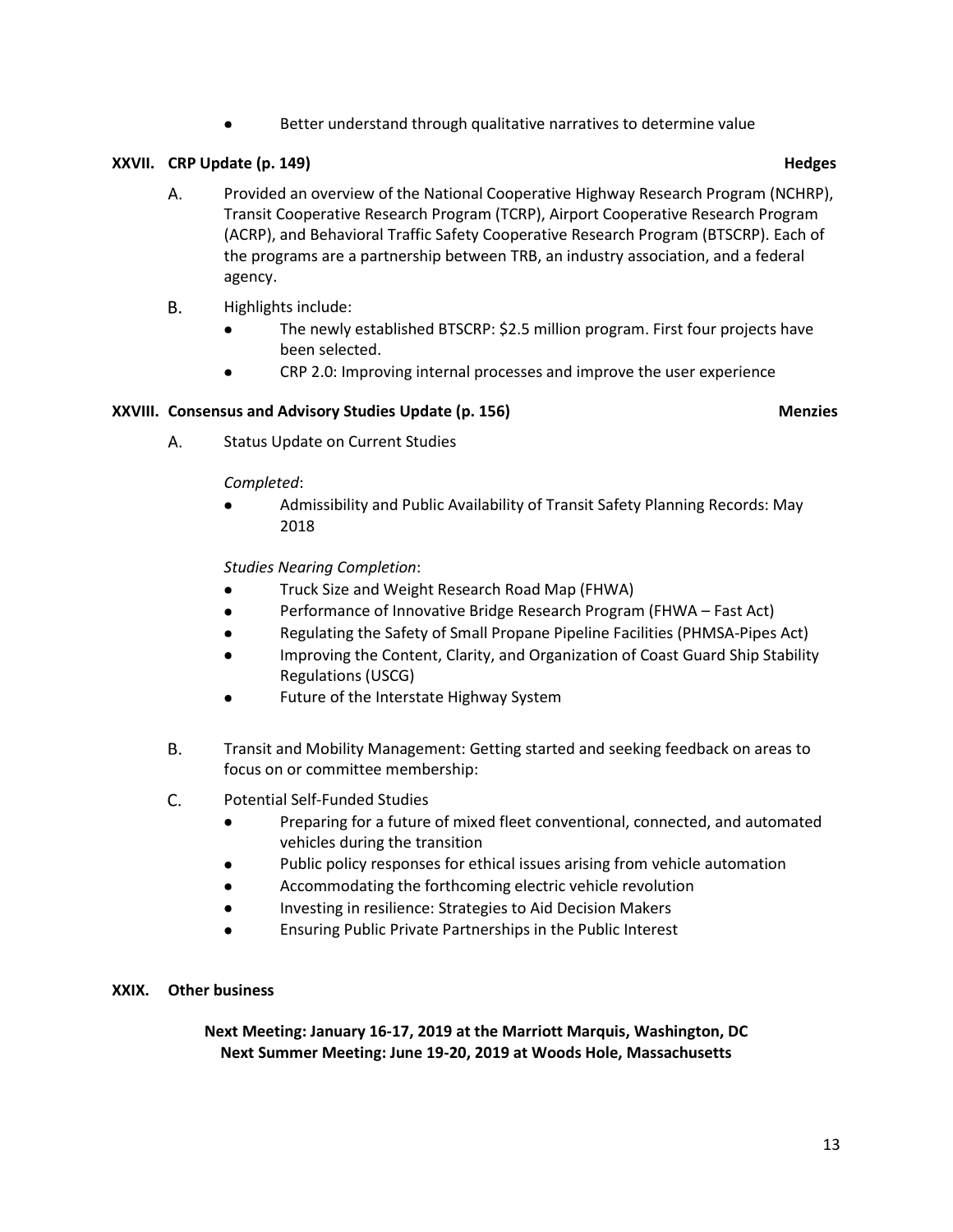- Better understand through qualitative narratives to determine value

**XXVII. CRP Update (p. 149)** **Hedges**

A. Provided an overview of the National Cooperative Highway Research Program (NCHRP), Transit Cooperative Research Program (TCRP), Airport Cooperative Research Program (ACRP), and Behavioral Traffic Safety Cooperative Research Program (BTSCRP). Each of the programs are a partnership between TRB, an industry association, and a federal agency.

B. Highlights include:
   - The newly established BTSCRP: $2.5 million program. First four projects have been selected.
   - CRP 2.0: Improving internal processes and improve the user experience

**XXVIII. Consensus and Advisory Studies Update (p. 156)** **Menzies**

A. Status Update on Current Studies

   *Completed*:
   - Admissibility and Public Availability of Transit Safety Planning Records: May 2018

   *Studies Nearing Completion*:
   - Truck Size and Weight Research Road Map (FHWA)
   - Performance of Innovative Bridge Research Program (FHWA – Fast Act)
   - Regulating the Safety of Small Propane Pipeline Facilities (PHMSA-Pipes Act)
   - Improving the Content, Clarity, and Organization of Coast Guard Ship Stability Regulations (USCG)
   - Future of the Interstate Highway System

B. Transit and Mobility Management: Getting started and seeking feedback on areas to focus on or committee membership:

C. Potential Self-Funded Studies
   - Preparing for a future of mixed fleet conventional, connected, and automated vehicles during the transition
   - Public policy responses for ethical issues arising from vehicle automation
   - Accommodating the forthcoming electric vehicle revolution
   - Investing in resilience: Strategies to Aid Decision Makers
   - Ensuring Public Private Partnerships in the Public Interest

**XXIX. Other business**

**Next Meeting: January 16-17, 2019 at the Marriott Marquis, Washington, DC**
**Next Summer Meeting: June 19-20, 2019 at Woods Hole, Massachusetts**